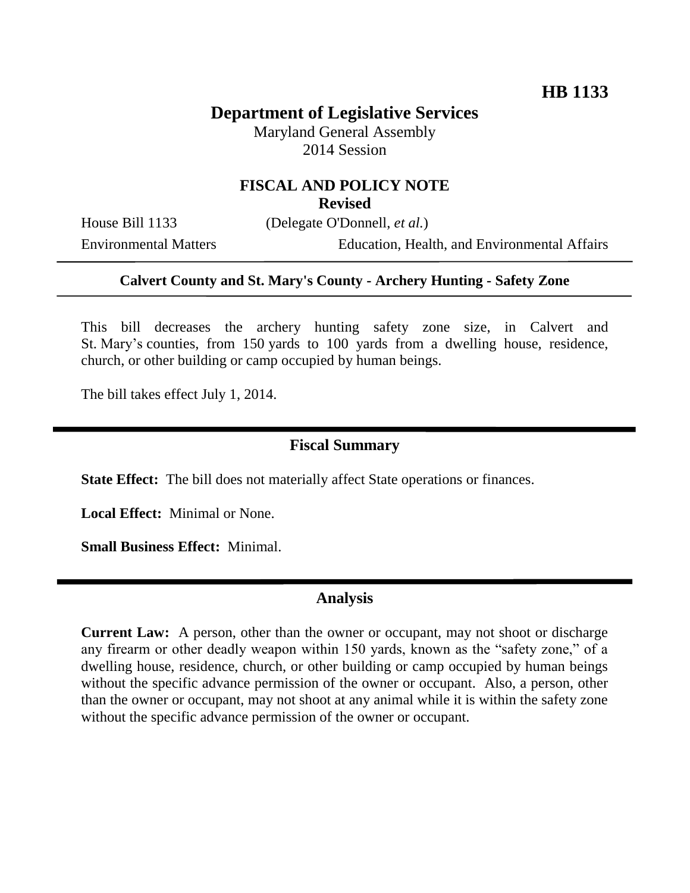**HB 1133**

# Department of Legislative Services

Maryland General Assembly
2014 Session

## FISCAL AND POLICY NOTE
**Revised**

House Bill 1133 (Delegate O'Donnell, *et al.*)

Environmental Matters Education, Health, and Environmental Affairs

---

**Calvert County and St. Mary's County - Archery Hunting - Safety Zone**

---

This bill decreases the archery hunting safety zone size, in Calvert and St. Mary's counties, from 150 yards to 100 yards from a dwelling house, residence, church, or other building or camp occupied by human beings.

The bill takes effect July 1, 2014.

---

## Fiscal Summary

**State Effect:** The bill does not materially affect State operations or finances.

**Local Effect:** Minimal or None.

**Small Business Effect:** Minimal.

---

## Analysis

**Current Law:** A person, other than the owner or occupant, may not shoot or discharge any firearm or other deadly weapon within 150 yards, known as the "safety zone," of a dwelling house, residence, church, or other building or camp occupied by human beings without the specific advance permission of the owner or occupant. Also, a person, other than the owner or occupant, may not shoot at any animal while it is within the safety zone without the specific advance permission of the owner or occupant.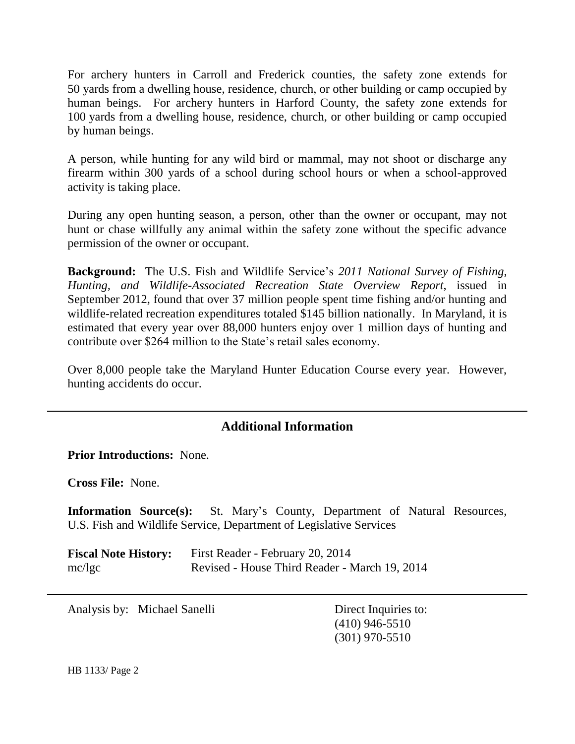For archery hunters in Carroll and Frederick counties, the safety zone extends for 50 yards from a dwelling house, residence, church, or other building or camp occupied by human beings. For archery hunters in Harford County, the safety zone extends for 100 yards from a dwelling house, residence, church, or other building or camp occupied by human beings.

A person, while hunting for any wild bird or mammal, may not shoot or discharge any firearm within 300 yards of a school during school hours or when a school-approved activity is taking place.

During any open hunting season, a person, other than the owner or occupant, may not hunt or chase willfully any animal within the safety zone without the specific advance permission of the owner or occupant.

**Background:** The U.S. Fish and Wildlife Service's *2011 National Survey of Fishing, Hunting, and Wildlife-Associated Recreation State Overview Report*, issued in September 2012, found that over 37 million people spent time fishing and/or hunting and wildlife-related recreation expenditures totaled $145 billion nationally. In Maryland, it is estimated that every year over 88,000 hunters enjoy over 1 million days of hunting and contribute over $264 million to the State's retail sales economy.

Over 8,000 people take the Maryland Hunter Education Course every year. However, hunting accidents do occur.

## Additional Information

**Prior Introductions:** None.

**Cross File:** None.

**Information Source(s):** St. Mary's County, Department of Natural Resources, U.S. Fish and Wildlife Service, Department of Legislative Services

**Fiscal Note History:** First Reader - February 20, 2014
mc/lgc Revised - House Third Reader - March 19, 2014

Analysis by: Michael Sanelli

Direct Inquiries to:
(410) 946-5510
(301) 970-5510